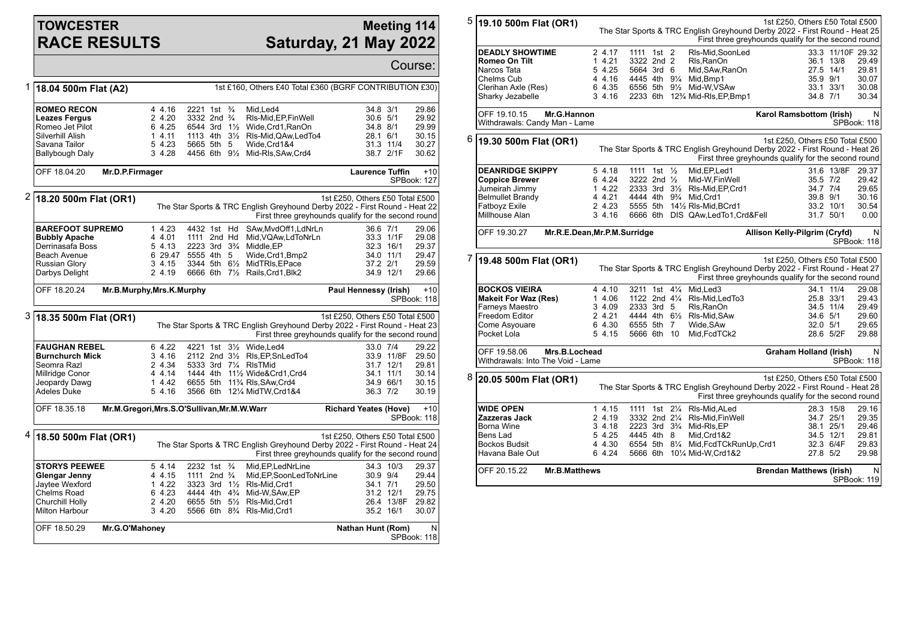# TOWCESTER RACE RESULTS

## Meeting 114
## Saturday, 21 May 2022

Course:

### 1 18.04 500m Flat (A2)

1st £160, Others £40 Total £360 (BGRF CONTRIBUTION £30)

| Greyhound | Trap | Sect | Bends | Pos | Dist | Remarks | Wt | SP | Time |
|---|---|---|---|---|---|---|---|---|---|
| **ROMEO RECON** | 4 | 4.16 | 2221 | 1st | ¾ | Mid,Led4 | 34.8 | 3/1 | 29.86 |
| **Leazes Fergus** | 2 | 4.20 | 3332 | 2nd | ¾ | Rls-Mid,EP,FinWell | 30.6 | 5/1 | 29.92 |
| Romeo Jet Pilot | 6 | 4.25 | 6544 | 3rd | 1½ | Wide,Crd1,RanOn | 34.8 | 8/1 | 29.99 |
| Silverhill Alish | 1 | 4.11 | 1113 | 4th | 3½ | Rls-Mid,QAw,LedTo4 | 28.1 | 6/1 | 30.15 |
| Savana Tailor | 5 | 4.23 | 5665 | 5th | 5 | Wide,Crd1&4 | 31.3 | 11/4 | 30.27 |
| Ballybough Daly | 3 | 4.28 | 4456 | 6th | 9½ | Mid-Rls,SAw,Crd4 | 38.7 | 2/1F | 30.62 |

OFF 18.04.20 **Mr.D.P.Firmager** — **Laurence Tuffin** +10 SPBook: 127

### 2 18.20 500m Flat (OR1)

1st £250, Others £50 Total £500
The Star Sports & TRC English Greyhound Derby 2022 - First Round - Heat 22
First three greyhounds qualify for the second round

| Greyhound | Trap | Sect | Bends | Pos | Dist | Remarks | Wt | SP | Time |
|---|---|---|---|---|---|---|---|---|---|
| **BAREFOOT SUPREMO** | 1 | 4.23 | 4432 | 1st | Hd | SAw,MvdOff1,LdNrLn | 36.6 | 7/1 | 29.06 |
| **Bubbly Apache** | 4 | 4.01 | 1111 | 2nd | Hd | Mid,VQAw,LdToNrLn | 33.3 | 1/1F | 29.08 |
| Derrinasafa Boss | 5 | 4.13 | 2223 | 3rd | 3¾ | Middle,EP | 32.3 | 16/1 | 29.37 |
| Beach Avenue | 6 | 29.47 | 5555 | 4th | 5 | Wide,Crd1,Bmp2 | 34.0 | 11/1 | 29.47 |
| Russian Glory | 3 | 4.15 | 3344 | 5th | 6½ | MidTRls,EPace | 37.2 | 2/1 | 29.59 |
| Darbys Delight | 2 | 4.19 | 6666 | 6th | 7½ | Rails,Crd1,Blk2 | 34.9 | 12/1 | 29.66 |

OFF 18.20.24 **Mr.B.Murphy,Mrs.K.Murphy** — **Paul Hennessy (Irish)** +10 SPBook: 118

### 3 18.35 500m Flat (OR1)

1st £250, Others £50 Total £500
The Star Sports & TRC English Greyhound Derby 2022 - First Round - Heat 23
First three greyhounds qualify for the second round

| Greyhound | Trap | Sect | Bends | Pos | Dist | Remarks | Wt | SP | Time |
|---|---|---|---|---|---|---|---|---|---|
| **FAUGHAN REBEL** | 6 | 4.22 | 4221 | 1st | 3½ | Wide,Led4 | 33.0 | 7/4 | 29.22 |
| **Burnchurch Mick** | 3 | 4.16 | 2112 | 2nd | 3½ | Rls,EP,SnLedTo4 | 33.9 | 11/8F | 29.50 |
| Seomra Razl | 2 | 4.34 | 5333 | 3rd | 7¼ | RlsTMid | 31.7 | 12/1 | 29.81 |
| Millridge Conor | 4 | 4.14 | 1444 | 4th | 11½ | Wide&Crd1,Crd4 | 34.1 | 11/1 | 30.14 |
| Jeopardy Dawg | 1 | 4.42 | 6655 | 5th | 11¾ | Rls,SAw,Crd4 | 34.9 | 66/1 | 30.15 |
| Adeles Duke | 5 | 4.16 | 3566 | 6th | 12¼ | MidTW,Crd1&4 | 36.3 | 7/2 | 30.19 |

OFF 18.35.18 **Mr.M.Gregori,Mrs.S.O'Sullivan,Mr.M.W.Warr** — **Richard Yeates (Hove)** +10 SPBook: 118

### 4 18.50 500m Flat (OR1)

1st £250, Others £50 Total £500
The Star Sports & TRC English Greyhound Derby 2022 - First Round - Heat 24
First three greyhounds qualify for the second round

| Greyhound | Trap | Sect | Bends | Pos | Dist | Remarks | Wt | SP | Time |
|---|---|---|---|---|---|---|---|---|---|
| **STORYS PEEWEE** | 5 | 4.14 | 2232 | 1st | ¾ | Mid,EP,LedNrLine | 34.3 | 10/3 | 29.37 |
| **Glengar Jenny** | 4 | 4.15 | 1111 | 2nd | ¾ | Mid,EP,SoonLedToNrLine | 30.9 | 9/4 | 29.44 |
| Jaytee Wexford | 1 | 4.22 | 3323 | 3rd | 1½ | Rls-Mid,Crd1 | 34.1 | 7/1 | 29.50 |
| Chelms Road | 6 | 4.23 | 4444 | 4th | 4¾ | Mid-W,SAw,EP | 31.2 | 12/1 | 29.75 |
| Churchill Holly | 2 | 4.20 | 6655 | 5th | 5½ | Rls-Mid,Crd1 | 26.4 | 13/8F | 29.82 |
| Milton Harbour | 3 | 4.20 | 5566 | 6th | 8¾ | Rls-Mid,Crd1 | 35.2 | 16/1 | 30.07 |

OFF 18.50.29 **Mr.G.O'Mahoney** — **Nathan Hunt (Rom)** N SPBook: 118

### 5 19.10 500m Flat (OR1)

1st £250, Others £50 Total £500
The Star Sports & TRC English Greyhound Derby 2022 - First Round - Heat 25
First three greyhounds qualify for the second round

| Greyhound | Trap | Sect | Bends | Pos | Dist | Remarks | Wt | SP | Time |
|---|---|---|---|---|---|---|---|---|---|
| **DEADLY SHOWTIME** | 2 | 4.17 | 1111 | 1st | 2 | Rls-Mid,SoonLed | 33.3 | 11/10F | 29.32 |
| **Romeo On Tilt** | 1 | 4.21 | 3322 | 2nd | 2 | Rls,RanOn | 36.1 | 13/8 | 29.49 |
| Narcos Tata | 5 | 4.25 | 5664 | 3rd | 6 | Mid,SAw,RanOn | 27.5 | 14/1 | 29.81 |
| Chelms Cub | 4 | 4.16 | 4445 | 4th | 9¼ | Mid,Bmp1 | 35.9 | 9/1 | 30.07 |
| Clerihan Axle (Res) | 6 | 4.35 | 6556 | 5th | 9½ | Mid-W,VSAw | 33.1 | 33/1 | 30.08 |
| Sharky Jezabelle | 3 | 4.16 | 2233 | 6th | 12¾ | Mid-Rls,EP,Bmp1 | 34.8 | 7/1 | 30.34 |

OFF 19.10.15 **Mr.G.Hannon** — **Karol Ramsbottom (Irish)** N
Withdrawals: Candy Man - Lame — SPBook: 118

### 6 19.30 500m Flat (OR1)

1st £250, Others £50 Total £500
The Star Sports & TRC English Greyhound Derby 2022 - First Round - Heat 26
First three greyhounds qualify for the second round

| Greyhound | Trap | Sect | Bends | Pos | Dist | Remarks | Wt | SP | Time |
|---|---|---|---|---|---|---|---|---|---|
| **DEANRIDGE SKIPPY** | 5 | 4.18 | 1111 | 1st | ½ | Mid,EP,Led1 | 31.6 | 13/8F | 29.37 |
| **Coppice Brewer** | 6 | 4.24 | 3222 | 2nd | ½ | Mid-W,FinWell | 35.5 | 7/2 | 29.42 |
| Jumeirah Jimmy | 1 | 4.22 | 2333 | 3rd | 3½ | Rls-Mid,EP,Crd1 | 34.7 | 7/4 | 29.65 |
| Belmullet Brandy | 4 | 4.21 | 4444 | 4th | 9¾ | Mid,Crd1 | 39.8 | 9/1 | 30.16 |
| Fatboyz Exile | 2 | 4.23 | 5555 | 5th | 14½ | Rls-Mid,BCrd1 | 33.2 | 10/1 | 30.54 |
| Millhouse Alan | 3 | 4.16 | 6666 | 6th | DIS | QAw,LedTo1,Crd&Fell | 31.7 | 50/1 | 0.00 |

OFF 19.30.27 **Mr.R.E.Dean,Mr.P.M.Surridge** — **Allison Kelly-Pilgrim (Cryfd)** N SPBook: 118

### 7 19.48 500m Flat (OR1)

1st £250, Others £50 Total £500
The Star Sports & TRC English Greyhound Derby 2022 - First Round - Heat 27
First three greyhounds qualify for the second round

| Greyhound | Trap | Sect | Bends | Pos | Dist | Remarks | Wt | SP | Time |
|---|---|---|---|---|---|---|---|---|---|
| **BOCKOS VIEIRA** | 4 | 4.10 | 3211 | 1st | 4¼ | Mid,Led3 | 34.1 | 11/4 | 29.08 |
| **Makeit For Waz (Res)** | 1 | 4.06 | 1122 | 2nd | 4¼ | Rls-Mid,LedTo3 | 25.8 | 33/1 | 29.43 |
| Farneys Maestro | 3 | 4.09 | 2333 | 3rd | 5 | Rls,RanOn | 34.5 | 11/4 | 29.49 |
| Freedom Editor | 2 | 4.21 | 4444 | 4th | 6½ | Rls-Mid,SAw | 34.6 | 5/1 | 29.60 |
| Come Asyouare | 6 | 4.30 | 6555 | 5th | 7 | Wide,SAw | 32.0 | 5/1 | 29.65 |
| Pocket Lola | 5 | 4.15 | 5666 | 6th | 10 | Mid,FcdTCk2 | 28.6 | 5/2F | 29.88 |

OFF 19.58.06 **Mrs.B.Lochead** — **Graham Holland (Irish)** N
Withdrawals: Into The Void - Lame — SPBook: 118

### 8 20.05 500m Flat (OR1)

1st £250, Others £50 Total £500
The Star Sports & TRC English Greyhound Derby 2022 - First Round - Heat 28
First three greyhounds qualify for the second round

| Greyhound | Trap | Sect | Bends | Pos | Dist | Remarks | Wt | SP | Time |
|---|---|---|---|---|---|---|---|---|---|
| **WIDE OPEN** | 1 | 4.15 | 1111 | 1st | 2¼ | Rls-Mid,ALed | 28.3 | 15/8 | 29.16 |
| **Zazzeras Jack** | 2 | 4.19 | 3332 | 2nd | 2¼ | Rls-Mid,FinWell | 34.7 | 25/1 | 29.35 |
| Borna Wine | 3 | 4.18 | 2223 | 3rd | 3¾ | Mid-Rls,EP | 38.1 | 25/1 | 29.46 |
| Bens Lad | 5 | 4.25 | 4445 | 4th | 8 | Mid,Crd1&2 | 34.5 | 12/1 | 29.81 |
| Bockos Budsit | 4 | 4.30 | 6554 | 5th | 8¼ | Mid,FcdTCkRunUp,Crd1 | 32.3 | 6/4F | 29.83 |
| Havana Bale Out | 6 | 4.24 | 5666 | 6th | 10¼ | Mid-W,Crd1&2 | 27.8 | 5/2 | 29.98 |

OFF 20.15.22 **Mr.B.Matthews** — **Brendan Matthews (Irish)** N SPBook: 119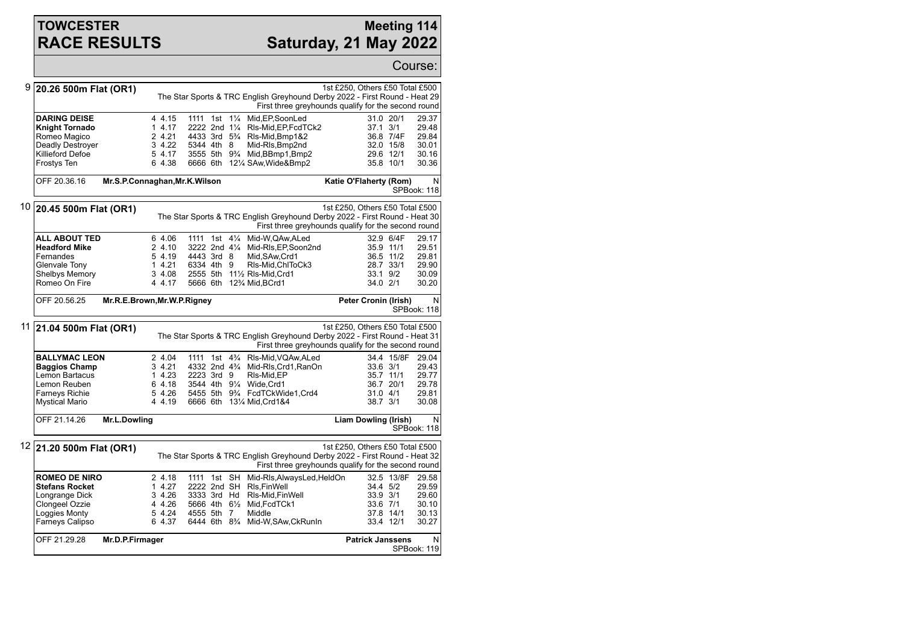# TOWCESTER RACE RESULTS

## Meeting 114 — Saturday, 21 May 2022

Course:

### 9 — 20.26 500m Flat (OR1)

1st £250, Others £50 Total £500
The Star Sports & TRC English Greyhound Derby 2022 - First Round - Heat 29
First three greyhounds qualify for the second round

| | | | | | | | | | |
|---|---|---|---|---|---|---|---|---|---|
| **DARING DEISE** | 4 | 4.15 | 1111 | 1st | 1¼ | Mid,EP,SoonLed | 31.0 | 20/1 | 29.37 |
| **Knight Tornado** | 1 | 4.17 | 2222 | 2nd | 1¼ | Rls-Mid,EP,FcdTCk2 | 37.1 | 3/1 | 29.48 |
| Romeo Magico | 2 | 4.21 | 4433 | 3rd | 5¾ | Rls-Mid,Bmp1&2 | 36.8 | 7/4F | 29.84 |
| Deadly Destroyer | 3 | 4.22 | 5344 | 4th | 8 | Mid-Rls,Bmp2nd | 32.0 | 15/8 | 30.01 |
| Killieford Defoe | 5 | 4.17 | 3555 | 5th | 9¾ | Mid,BBmp1,Bmp2 | 29.6 | 12/1 | 30.16 |
| Frostys Ten | 6 | 4.38 | 6666 | 6th | 12¼ | SAw,Wide&Bmp2 | 35.8 | 10/1 | 30.36 |

OFF 20.36.16 — Mr.S.P.Connaghan,Mr.K.Wilson — Katie O'Flaherty (Rom) — N — SPBook: 118

### 10 — 20.45 500m Flat (OR1)

1st £250, Others £50 Total £500
The Star Sports & TRC English Greyhound Derby 2022 - First Round - Heat 30
First three greyhounds qualify for the second round

| | | | | | | | | | |
|---|---|---|---|---|---|---|---|---|---|
| **ALL ABOUT TED** | 6 | 4.06 | 1111 | 1st | 4¼ | Mid-W,QAw,ALed | 32.9 | 6/4F | 29.17 |
| **Headford Mike** | 2 | 4.10 | 3222 | 2nd | 4¼ | Mid-Rls,EP,Soon2nd | 35.9 | 11/1 | 29.51 |
| Fernandes | 5 | 4.19 | 4443 | 3rd | 8 | Mid,SAw,Crd1 | 36.5 | 11/2 | 29.81 |
| Glenvale Tony | 1 | 4.21 | 6334 | 4th | 9 | Rls-Mid,ChlToCk3 | 28.7 | 33/1 | 29.90 |
| Shelbys Memory | 3 | 4.08 | 2555 | 5th | 11½ | Rls-Mid,Crd1 | 33.1 | 9/2 | 30.09 |
| Romeo On Fire | 4 | 4.17 | 5666 | 6th | 12¾ | Mid,BCrd1 | 34.0 | 2/1 | 30.20 |

OFF 20.56.25 — Mr.R.E.Brown,Mr.W.P.Rigney — Peter Cronin (Irish) — N — SPBook: 118

### 11 — 21.04 500m Flat (OR1)

1st £250, Others £50 Total £500
The Star Sports & TRC English Greyhound Derby 2022 - First Round - Heat 31
First three greyhounds qualify for the second round

| | | | | | | | | | |
|---|---|---|---|---|---|---|---|---|---|
| **BALLYMAC LEON** | 2 | 4.04 | 1111 | 1st | 4¾ | Rls-Mid,VQAw,ALed | 34.4 | 15/8F | 29.04 |
| **Baggios Champ** | 3 | 4.21 | 4332 | 2nd | 4¾ | Mid-Rls,Crd1,RanOn | 33.6 | 3/1 | 29.43 |
| Lemon Bartacus | 1 | 4.23 | 2223 | 3rd | 9 | Rls-Mid,EP | 35.7 | 11/1 | 29.77 |
| Lemon Reuben | 6 | 4.18 | 3544 | 4th | 9¼ | Wide,Crd1 | 36.7 | 20/1 | 29.78 |
| Farneys Richie | 5 | 4.26 | 5455 | 5th | 9¾ | FcdTCkWide1,Crd4 | 31.0 | 4/1 | 29.81 |
| Mystical Mario | 4 | 4.19 | 6666 | 6th | 13¼ | Mid,Crd1&4 | 38.7 | 3/1 | 30.08 |

OFF 21.14.26 — Mr.L.Dowling — Liam Dowling (Irish) — N — SPBook: 118

### 12 — 21.20 500m Flat (OR1)

1st £250, Others £50 Total £500
The Star Sports & TRC English Greyhound Derby 2022 - First Round - Heat 32
First three greyhounds qualify for the second round

| | | | | | | | | | |
|---|---|---|---|---|---|---|---|---|---|
| **ROMEO DE NIRO** | 2 | 4.18 | 1111 | 1st | SH | Mid-Rls,AlwaysLed,HeldOn | 32.5 | 13/8F | 29.58 |
| **Stefans Rocket** | 1 | 4.27 | 2222 | 2nd | SH | Rls,FinWell | 34.4 | 5/2 | 29.59 |
| Longrange Dick | 3 | 4.26 | 3333 | 3rd | Hd | Rls-Mid,FinWell | 33.9 | 3/1 | 29.60 |
| Clongeel Ozzie | 4 | 4.26 | 5666 | 4th | 6½ | Mid,FcdTCk1 | 33.6 | 7/1 | 30.10 |
| Loggies Monty | 5 | 4.24 | 4555 | 5th | 7 | Middle | 37.8 | 14/1 | 30.13 |
| Farneys Calipso | 6 | 4.37 | 6444 | 6th | 8¾ | Mid-W,SAw,CkRunIn | 33.4 | 12/1 | 30.27 |

OFF 21.29.28 — Mr.D.P.Firmager — Patrick Janssens — N — SPBook: 119